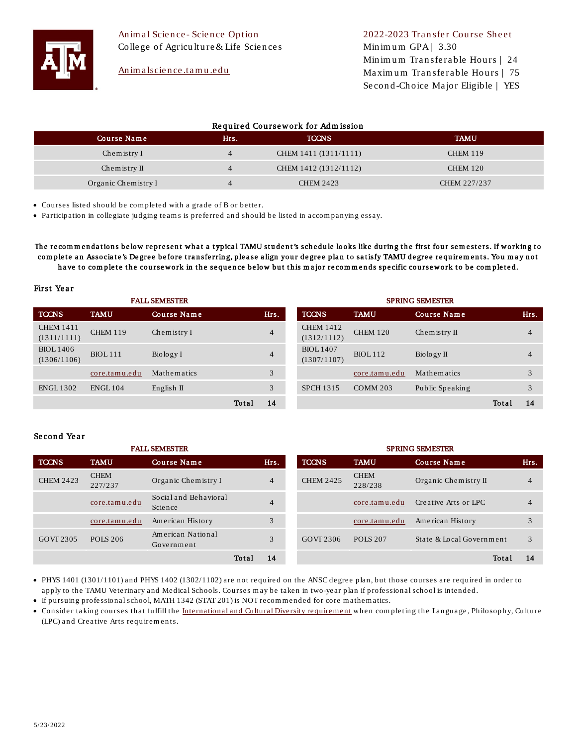# Animal Science- Science Option

College of Agriculture & Life Sciences

Animalscience.tamu.edu

## 2022-2023 Transfer Course Sheet

Minimum GPA | 3.30
Minimum Transferable Hours | 24
Maximum Transferable Hours | 75
Second-Choice Major Eligible | YES

### Required Coursework for Admission

| Course Name | Hrs. | TCCNS | TAMU |
|---|---|---|---|
| Chemistry I | 4 | CHEM 1411 (1311/1111) | CHEM 119 |
| Chemistry II | 4 | CHEM 1412 (1312/1112) | CHEM 120 |
| Organic Chemistry I | 4 | CHEM 2423 | CHEM 227/237 |

- Courses listed should be completed with a grade of B or better.
- Participation in collegiate judging teams is preferred and should be listed in accompanying essay.

**The recommendations below represent what a typical TAMU student's schedule looks like during the first four semesters. If working to complete an Associate's Degree before transferring, please align your degree plan to satisfy TAMU degree requirements. You may not have to complete the coursework in the sequence below but this major recommends specific coursework to be completed.**

### First Year

**FALL SEMESTER**

| TCCNS | TAMU | Course Name | Hrs. |
|---|---|---|---|
| CHEM 1411 (1311/1111) | CHEM 119 | Chemistry I | 4 |
| BIOL 1406 (1306/1106) | BIOL 111 | Biology I | 4 |
| | core.tamu.edu | Mathematics | 3 |
| ENGL 1302 | ENGL 104 | English II | 3 |
| | | Total | 14 |

**SPRING SEMESTER**

| TCCNS | TAMU | Course Name | Hrs. |
|---|---|---|---|
| CHEM 1412 (1312/1112) | CHEM 120 | Chemistry II | 4 |
| BIOL 1407 (1307/1107) | BIOL 112 | Biology II | 4 |
| | core.tamu.edu | Mathematics | 3 |
| SPCH 1315 | COMM 203 | Public Speaking | 3 |
| | | Total | 14 |

### Second Year

**FALL SEMESTER**

| TCCNS | TAMU | Course Name | Hrs. |
|---|---|---|---|
| CHEM 2423 | CHEM 227/237 | Organic Chemistry I | 4 |
| | core.tamu.edu | Social and Behavioral Science | 4 |
| | core.tamu.edu | American History | 3 |
| GOVT 2305 | POLS 206 | American National Government | 3 |
| | | Total | 14 |

**SPRING SEMESTER**

| TCCNS | TAMU | Course Name | Hrs. |
|---|---|---|---|
| CHEM 2425 | CHEM 228/238 | Organic Chemistry II | 4 |
| | core.tamu.edu | Creative Arts or LPC | 4 |
| | core.tamu.edu | American History | 3 |
| GOVT 2306 | POLS 207 | State & Local Government | 3 |
| | | Total | 14 |

- PHYS 1401 (1301/1101) and PHYS 1402 (1302/1102) are not required on the ANSC degree plan, but those courses are required in order to apply to the TAMU Veterinary and Medical Schools. Courses may be taken in two-year plan if professional school is intended.
- If pursuing professional school, MATH 1342 (STAT 201) is NOT recommended for core mathematics.
- Consider taking courses that fulfill the International and Cultural Diversity requirement when completing the Language, Philosophy, Culture (LPC) and Creative Arts requirements.

5/23/2022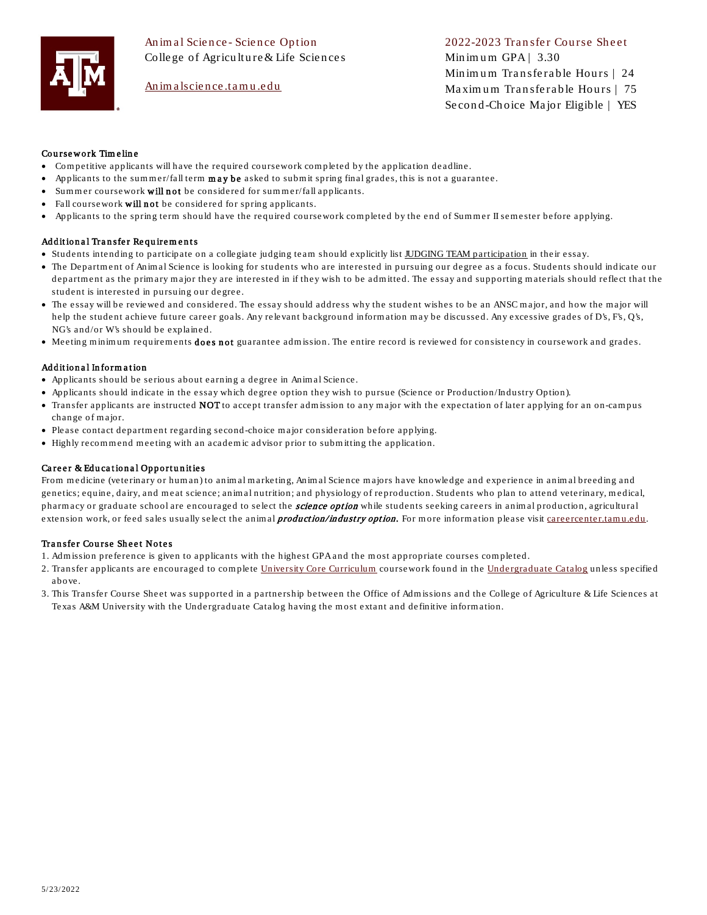Animal Science- Science Option
College of Agriculture & Life Sciences

Animalscience.tamu.edu

2022-2023 Transfer Course Sheet
Minimum GPA | 3.30
Minimum Transferable Hours | 24
Maximum Transferable Hours | 75
Second-Choice Major Eligible | YES

### Coursework Timeline

- Competitive applicants will have the required coursework completed by the application deadline.
- Applicants to the summer/fall term **may be** asked to submit spring final grades, this is not a guarantee.
- Summer coursework **will not** be considered for summer/fall applicants.
- Fall coursework **will not** be considered for spring applicants.
- Applicants to the spring term should have the required coursework completed by the end of Summer II semester before applying.

### Additional Transfer Requirements

- Students intending to participate on a collegiate judging team should explicitly list JUDGING TEAM participation in their essay.
- The Department of Animal Science is looking for students who are interested in pursuing our degree as a focus. Students should indicate our department as the primary major they are interested in if they wish to be admitted. The essay and supporting materials should reflect that the student is interested in pursuing our degree.
- The essay will be reviewed and considered. The essay should address why the student wishes to be an ANSC major, and how the major will help the student achieve future career goals. Any relevant background information may be discussed. Any excessive grades of D's, F's, Q's, NG's and/or W's should be explained.
- Meeting minimum requirements **does not** guarantee admission. The entire record is reviewed for consistency in coursework and grades.

### Additional Information

- Applicants should be serious about earning a degree in Animal Science.
- Applicants should indicate in the essay which degree option they wish to pursue (Science or Production/Industry Option).
- Transfer applicants are instructed **NOT** to accept transfer admission to any major with the expectation of later applying for an on-campus change of major.
- Please contact department regarding second-choice major consideration before applying.
- Highly recommend meeting with an academic advisor prior to submitting the application.

### Career & Educational Opportunities

From medicine (veterinary or human) to animal marketing, Animal Science majors have knowledge and experience in animal breeding and genetics; equine, dairy, and meat science; animal nutrition; and physiology of reproduction. Students who plan to attend veterinary, medical, pharmacy or graduate school are encouraged to select the ***science option*** while students seeking careers in animal production, agricultural extension work, or feed sales usually select the animal ***production/industry option.*** For more information please visit careercenter.tamu.edu.

### Transfer Course Sheet Notes

1. Admission preference is given to applicants with the highest GPA and the most appropriate courses completed.
2. Transfer applicants are encouraged to complete University Core Curriculum coursework found in the Undergraduate Catalog unless specified above.
3. This Transfer Course Sheet was supported in a partnership between the Office of Admissions and the College of Agriculture & Life Sciences at Texas A&M University with the Undergraduate Catalog having the most extant and definitive information.

5/23/2022